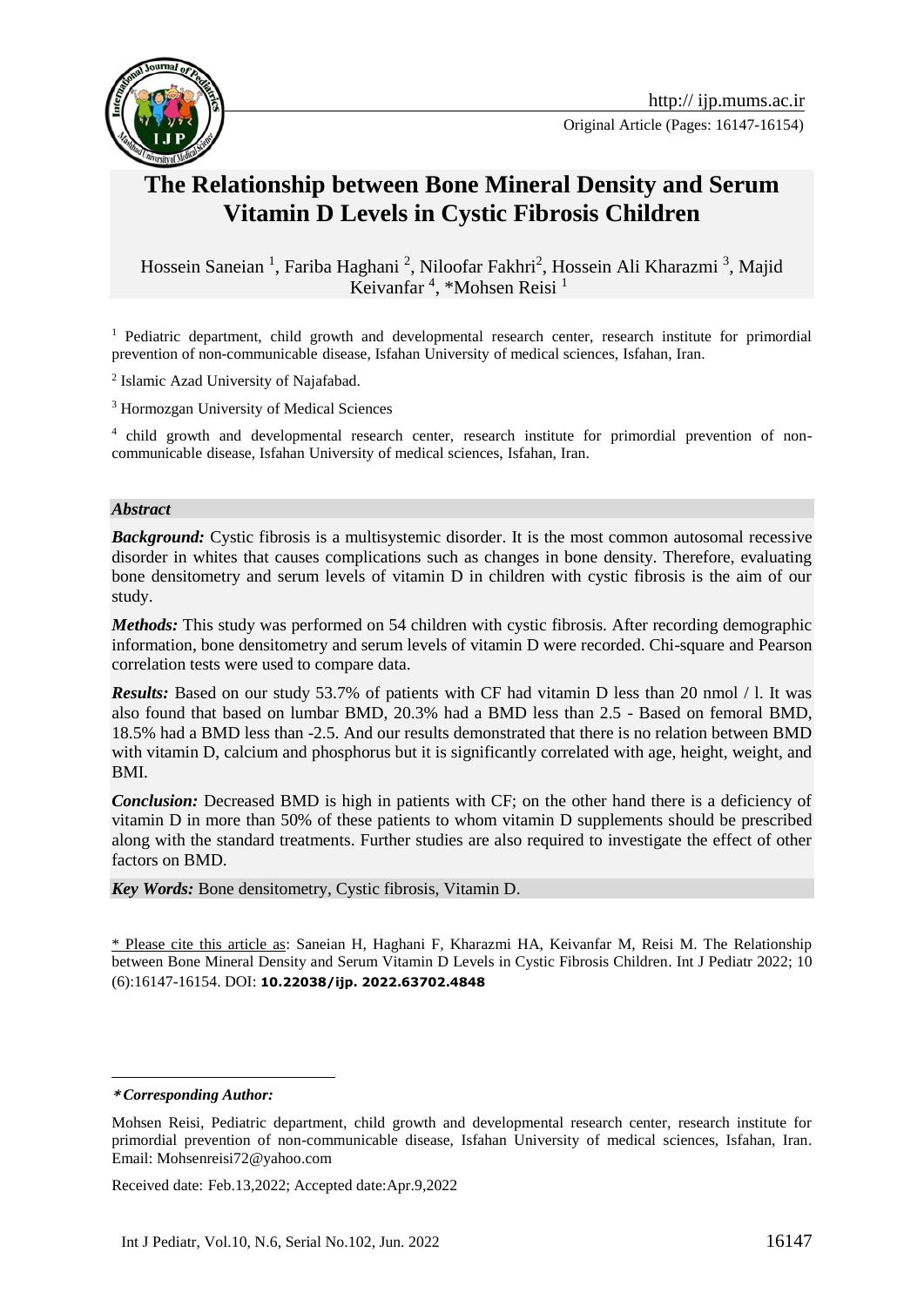Original Article (Pages: 16147-16154)

# The Relationship between Bone Mineral Density and Serum Vitamin D Levels in Cystic Fibrosis Children

Hossein Saneian [1], Fariba Haghani [2], Niloofar Fakhri[2], Hossein Ali Kharazmi [3], Majid Keivanfar [4], *Mohsen Reisi [1]

[1] Pediatric department, child growth and developmental research center, research institute for primordial prevention of non-communicable disease, Isfahan University of medical sciences, Isfahan, Iran.

[2] Islamic Azad University of Najafabad.

[3] Hormozgan University of Medical Sciences

[4] child growth and developmental research center, research institute for primordial prevention of non-communicable disease, Isfahan University of medical sciences, Isfahan, Iran.

### *Abstract*

***Background:*** Cystic fibrosis is a multisystemic disorder. It is the most common autosomal recessive disorder in whites that causes complications such as changes in bone density. Therefore, evaluating bone densitometry and serum levels of vitamin D in children with cystic fibrosis is the aim of our study.

***Methods:*** This study was performed on 54 children with cystic fibrosis. After recording demographic information, bone densitometry and serum levels of vitamin D were recorded. Chi-square and Pearson correlation tests were used to compare data.

***Results:*** Based on our study 53.7% of patients with CF had vitamin D less than 20 nmol / l. It was also found that based on lumbar BMD, 20.3% had a BMD less than 2.5 - Based on femoral BMD, 18.5% had a BMD less than -2.5. And our results demonstrated that there is no relation between BMD with vitamin D, calcium and phosphorus but it is significantly correlated with age, height, weight, and BMI.

***Conclusion:*** Decreased BMD is high in patients with CF; on the other hand there is a deficiency of vitamin D in more than 50% of these patients to whom vitamin D supplements should be prescribed along with the standard treatments. Further studies are also required to investigate the effect of other factors on BMD.

***Key Words:*** Bone densitometry, Cystic fibrosis, Vitamin D.

\* Please cite this article as: Saneian H, Haghani F, Kharazmi HA, Keivanfar M, Reisi M. The Relationship between Bone Mineral Density and Serum Vitamin D Levels in Cystic Fibrosis Children. Int J Pediatr 2022; 10 (6):16147-16154. DOI: **10.22038/ijp. 2022.63702.4848**

***\*Corresponding Author:***

Mohsen Reisi, Pediatric department, child growth and developmental research center, research institute for primordial prevention of non-communicable disease, Isfahan University of medical sciences, Isfahan, Iran. Email: Mohsenreisi72@yahoo.com

Received date: Feb.13,2022; Accepted date:Apr.9,2022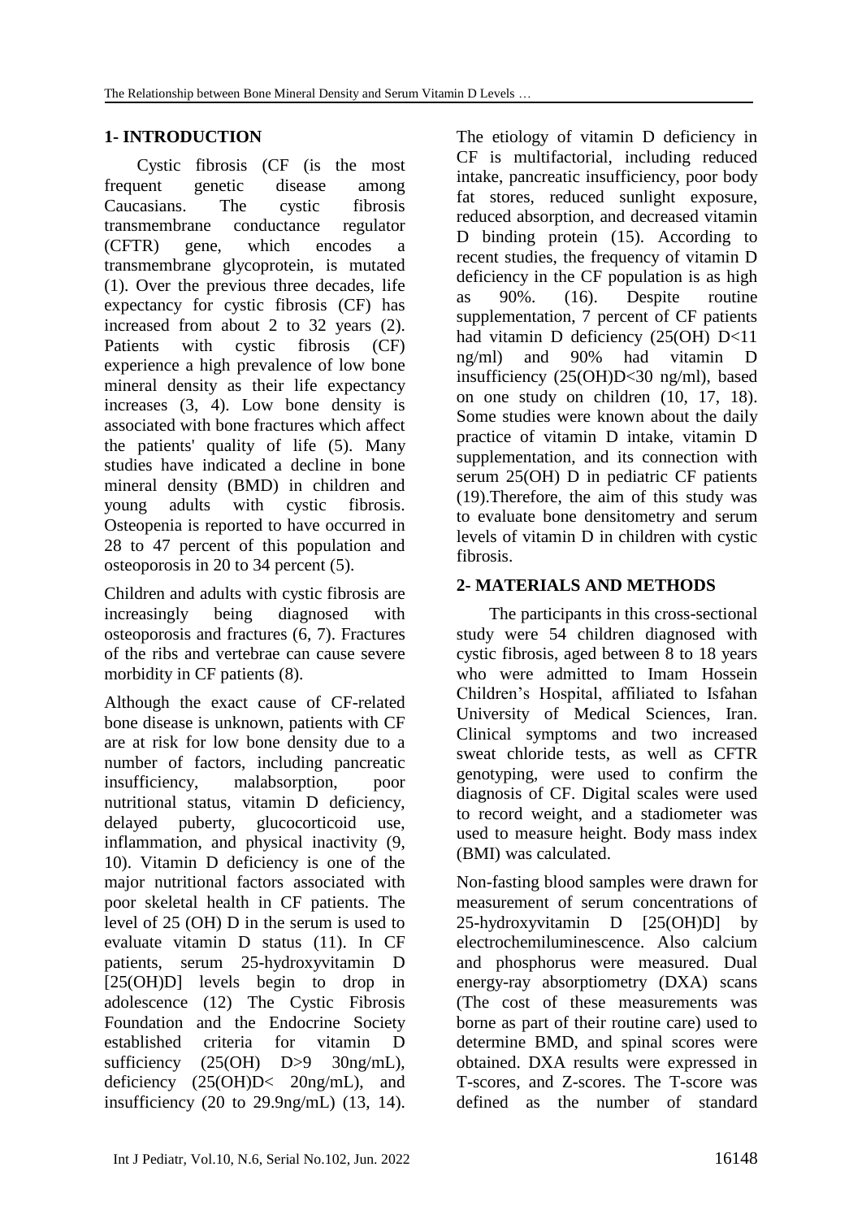## 1- INTRODUCTION

Cystic fibrosis (CF (is the most frequent genetic disease among Caucasians. The cystic fibrosis transmembrane conductance regulator (CFTR) gene, which encodes a transmembrane glycoprotein, is mutated (1). Over the previous three decades, life expectancy for cystic fibrosis (CF) has increased from about 2 to 32 years (2). Patients with cystic fibrosis (CF) experience a high prevalence of low bone mineral density as their life expectancy increases (3, 4). Low bone density is associated with bone fractures which affect the patients' quality of life (5). Many studies have indicated a decline in bone mineral density (BMD) in children and young adults with cystic fibrosis. Osteopenia is reported to have occurred in 28 to 47 percent of this population and osteoporosis in 20 to 34 percent (5).

Children and adults with cystic fibrosis are increasingly being diagnosed with osteoporosis and fractures (6, 7). Fractures of the ribs and vertebrae can cause severe morbidity in CF patients (8).

Although the exact cause of CF-related bone disease is unknown, patients with CF are at risk for low bone density due to a number of factors, including pancreatic insufficiency, malabsorption, poor nutritional status, vitamin D deficiency, delayed puberty, glucocorticoid use, inflammation, and physical inactivity (9, 10). Vitamin D deficiency is one of the major nutritional factors associated with poor skeletal health in CF patients. The level of 25 (OH) D in the serum is used to evaluate vitamin D status (11). In CF patients, serum 25-hydroxyvitamin D [25(OH)D] levels begin to drop in adolescence (12) The Cystic Fibrosis Foundation and the Endocrine Society established criteria for vitamin D sufficiency (25(OH) D>9 30ng/mL), deficiency (25(OH)D< 20ng/mL), and insufficiency (20 to 29.9ng/mL) (13, 14). The etiology of vitamin D deficiency in CF is multifactorial, including reduced intake, pancreatic insufficiency, poor body fat stores, reduced sunlight exposure, reduced absorption, and decreased vitamin D binding protein (15). According to recent studies, the frequency of vitamin D deficiency in the CF population is as high as 90%. (16). Despite routine supplementation, 7 percent of CF patients had vitamin D deficiency (25(OH) D<11 ng/ml) and 90% had vitamin D insufficiency (25(OH)D<30 ng/ml), based on one study on children (10, 17, 18). Some studies were known about the daily practice of vitamin D intake, vitamin D supplementation, and its connection with serum 25(OH) D in pediatric CF patients (19).Therefore, the aim of this study was to evaluate bone densitometry and serum levels of vitamin D in children with cystic fibrosis.

## 2- MATERIALS AND METHODS

The participants in this cross-sectional study were 54 children diagnosed with cystic fibrosis, aged between 8 to 18 years who were admitted to Imam Hossein Children's Hospital, affiliated to Isfahan University of Medical Sciences, Iran. Clinical symptoms and two increased sweat chloride tests, as well as CFTR genotyping, were used to confirm the diagnosis of CF. Digital scales were used to record weight, and a stadiometer was used to measure height. Body mass index (BMI) was calculated.

Non-fasting blood samples were drawn for measurement of serum concentrations of 25-hydroxyvitamin D [25(OH)D] by electrochemiluminescence. Also calcium and phosphorus were measured. Dual energy-ray absorptiometry (DXA) scans (The cost of these measurements was borne as part of their routine care) used to determine BMD, and spinal scores were obtained. DXA results were expressed in T-scores, and Z-scores. The T-score was defined as the number of standard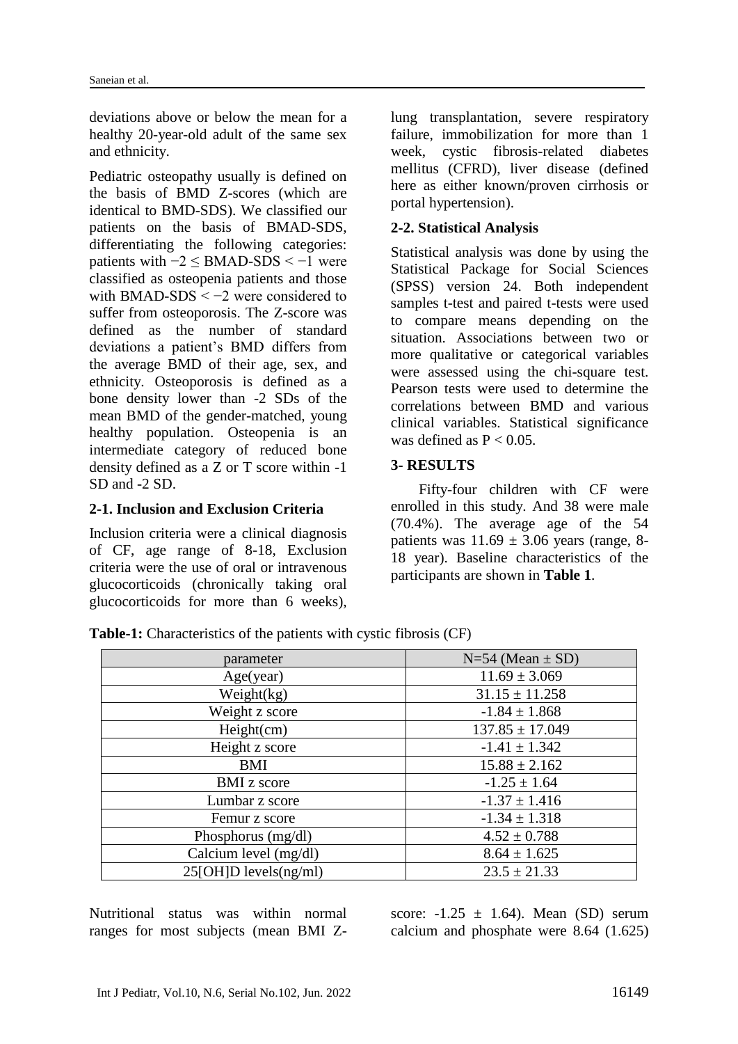deviations above or below the mean for a healthy 20-year-old adult of the same sex and ethnicity.

Pediatric osteopathy usually is defined on the basis of BMD Z-scores (which are identical to BMD-SDS). We classified our patients on the basis of BMAD-SDS, differentiating the following categories: patients with $-2 \leq$ BMAD-SDS $< -1$ were classified as osteopenia patients and those with BMAD-SDS $< -2$ were considered to suffer from osteoporosis. The Z-score was defined as the number of standard deviations a patient's BMD differs from the average BMD of their age, sex, and ethnicity. Osteoporosis is defined as a bone density lower than -2 SDs of the mean BMD of the gender-matched, young healthy population. Osteopenia is an intermediate category of reduced bone density defined as a Z or T score within -1 SD and -2 SD.

### 2-1. Inclusion and Exclusion Criteria

Inclusion criteria were a clinical diagnosis of CF, age range of 8-18, Exclusion criteria were the use of oral or intravenous glucocorticoids (chronically taking oral glucocorticoids for more than 6 weeks), lung transplantation, severe respiratory failure, immobilization for more than 1 week, cystic fibrosis-related diabetes mellitus (CFRD), liver disease (defined here as either known/proven cirrhosis or portal hypertension).

### 2-2. Statistical Analysis

Statistical analysis was done by using the Statistical Package for Social Sciences (SPSS) version 24. Both independent samples t-test and paired t-tests were used to compare means depending on the situation. Associations between two or more qualitative or categorical variables were assessed using the chi-square test. Pearson tests were used to determine the correlations between BMD and various clinical variables. Statistical significance was defined as $P < 0.05$.

## 3- RESULTS

Fifty-four children with CF were enrolled in this study. And 38 were male (70.4%). The average age of the 54 patients was $11.69 \pm 3.06$ years (range, 8-18 year). Baseline characteristics of the participants are shown in **Table 1**.

**Table-1:** Characteristics of the patients with cystic fibrosis (CF)

| parameter | N=54 (Mean ± SD) |
| --- | --- |
| Age(year) | 11.69 ± 3.069 |
| Weight(kg) | 31.15 ± 11.258 |
| Weight z score | -1.84 ± 1.868 |
| Height(cm) | 137.85 ± 17.049 |
| Height z score | -1.41 ± 1.342 |
| BMI | 15.88 ± 2.162 |
| BMI z score | -1.25 ± 1.64 |
| Lumbar z score | -1.37 ± 1.416 |
| Femur z score | -1.34 ± 1.318 |
| Phosphorus (mg/dl) | 4.52 ± 0.788 |
| Calcium level (mg/dl) | 8.64 ± 1.625 |
| 25[OH]D levels(ng/ml) | 23.5 ± 21.33 |

Nutritional status was within normal ranges for most subjects (mean BMI Z-score: $-1.25 \pm 1.64$). Mean (SD) serum calcium and phosphate were 8.64 (1.625)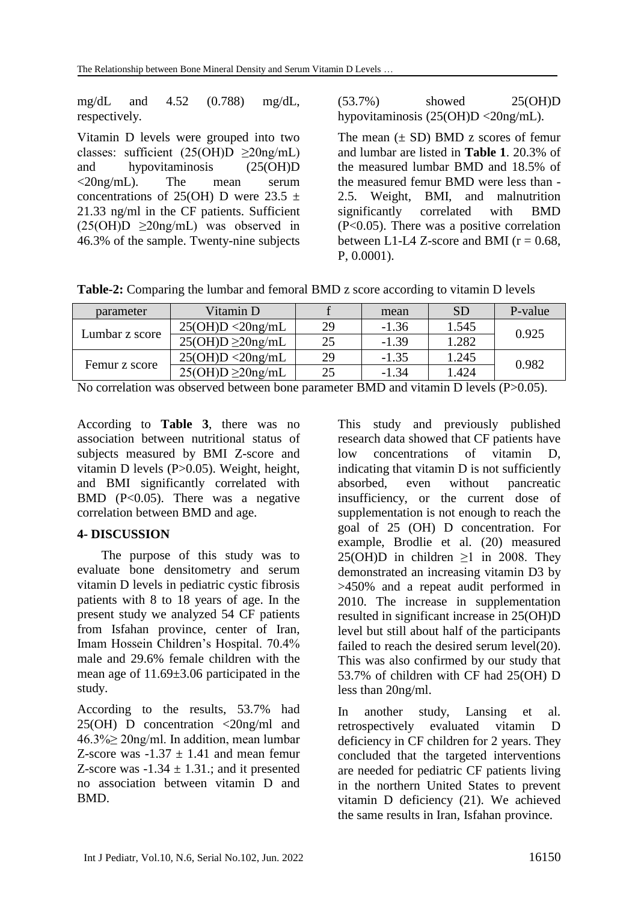mg/dL and 4.52 (0.788) mg/dL, respectively.

Vitamin D levels were grouped into two classes: sufficient (25(OH)D ≥20ng/mL) and hypovitaminosis (25(OH)D <20ng/mL). The mean serum concentrations of 25(OH) D were 23.5 ± 21.33 ng/ml in the CF patients. Sufficient (25(OH)D ≥20ng/mL) was observed in 46.3% of the sample. Twenty-nine subjects (53.7%) showed 25(OH)D hypovitaminosis (25(OH)D <20ng/mL).

The mean (± SD) BMD z scores of femur and lumbar are listed in **Table 1**. 20.3% of the measured lumbar BMD and 18.5% of the measured femur BMD were less than -2.5. Weight, BMI, and malnutrition significantly correlated with BMD (P<0.05). There was a positive correlation between L1-L4 Z-score and BMI (r = 0.68, P, 0.0001).

**Table-2:** Comparing the lumbar and femoral BMD z score according to vitamin D levels

| parameter | Vitamin D | f | mean | SD | P-value |
|---|---|---|---|---|---|
| Lumbar z score | 25(OH)D <20ng/mL | 29 | -1.36 | 1.545 | 0.925 |
| | 25(OH)D ≥20ng/mL | 25 | -1.39 | 1.282 | |
| Femur z score | 25(OH)D <20ng/mL | 29 | -1.35 | 1.245 | 0.982 |
| | 25(OH)D ≥20ng/mL | 25 | -1.34 | 1.424 | |

No correlation was observed between bone parameter BMD and vitamin D levels (P>0.05).

According to **Table 3**, there was no association between nutritional status of subjects measured by BMI Z-score and vitamin D levels (P>0.05). Weight, height, and BMI significantly correlated with BMD (P<0.05). There was a negative correlation between BMD and age.

## 4- DISCUSSION

The purpose of this study was to evaluate bone densitometry and serum vitamin D levels in pediatric cystic fibrosis patients with 8 to 18 years of age. In the present study we analyzed 54 CF patients from Isfahan province, center of Iran, Imam Hossein Children's Hospital. 70.4% male and 29.6% female children with the mean age of 11.69±3.06 participated in the study.

According to the results, 53.7% had 25(OH) D concentration <20ng/ml and 46.3%≥ 20ng/ml. In addition, mean lumbar Z-score was -1.37 ± 1.41 and mean femur Z-score was -1.34 ± 1.31.; and it presented no association between vitamin D and BMD.

This study and previously published research data showed that CF patients have low concentrations of vitamin D, indicating that vitamin D is not sufficiently absorbed, even without pancreatic insufficiency, or the current dose of supplementation is not enough to reach the goal of 25 (OH) D concentration. For example, Brodlie et al. (20) measured 25(OH)D in children ≥1 in 2008. They demonstrated an increasing vitamin D3 by >450% and a repeat audit performed in 2010. The increase in supplementation resulted in significant increase in 25(OH)D level but still about half of the participants failed to reach the desired serum level(20). This was also confirmed by our study that 53.7% of children with CF had 25(OH) D less than 20ng/ml.

In another study, Lansing et al. retrospectively evaluated vitamin D deficiency in CF children for 2 years. They concluded that the targeted interventions are needed for pediatric CF patients living in the northern United States to prevent vitamin D deficiency (21). We achieved the same results in Iran, Isfahan province.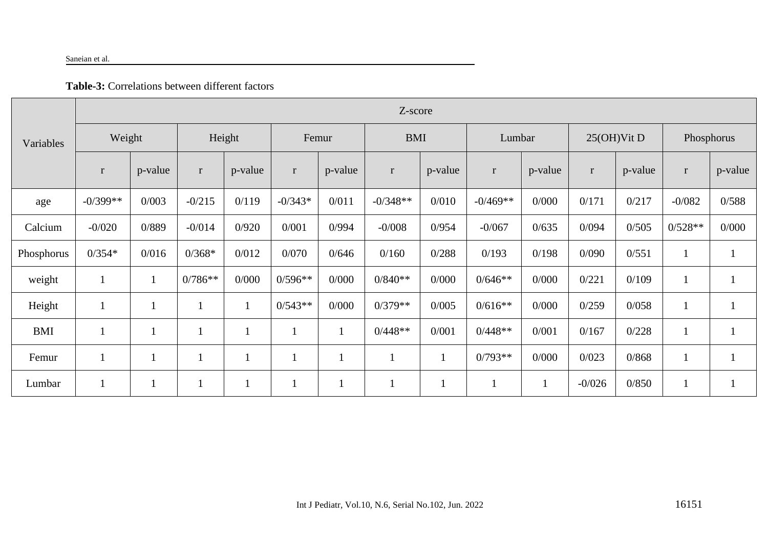**Table-3:** Correlations between different factors

| Variables | Z-score | | | | | | | | | | | | | |
|---|---|---|---|---|---|---|---|---|---|---|---|---|---|---|
| | Weight | | Height | | Femur | | BMI | | Lumbar | | 25(OH)Vit D | | Phosphorus | |
| | r | p-value | r | p-value | r | p-value | r | p-value | r | p-value | r | p-value | r | p-value |
| age | -0/399** | 0/003 | -0/215 | 0/119 | -0/343* | 0/011 | -0/348** | 0/010 | -0/469** | 0/000 | 0/171 | 0/217 | -0/082 | 0/588 |
| Calcium | -0/020 | 0/889 | -0/014 | 0/920 | 0/001 | 0/994 | -0/008 | 0/954 | -0/067 | 0/635 | 0/094 | 0/505 | 0/528** | 0/000 |
| Phosphorus | 0/354* | 0/016 | 0/368* | 0/012 | 0/070 | 0/646 | 0/160 | 0/288 | 0/193 | 0/198 | 0/090 | 0/551 | 1 | 1 |
| weight | 1 | 1 | 0/786** | 0/000 | 0/596** | 0/000 | 0/840** | 0/000 | 0/646** | 0/000 | 0/221 | 0/109 | 1 | 1 |
| Height | 1 | 1 | 1 | 1 | 0/543** | 0/000 | 0/379** | 0/005 | 0/616** | 0/000 | 0/259 | 0/058 | 1 | 1 |
| BMI | 1 | 1 | 1 | 1 | 1 | 1 | 0/448** | 0/001 | 0/448** | 0/001 | 0/167 | 0/228 | 1 | 1 |
| Femur | 1 | 1 | 1 | 1 | 1 | 1 | 1 | 1 | 0/793** | 0/000 | 0/023 | 0/868 | 1 | 1 |
| Lumbar | 1 | 1 | 1 | 1 | 1 | 1 | 1 | 1 | 1 | 1 | -0/026 | 0/850 | 1 | 1 |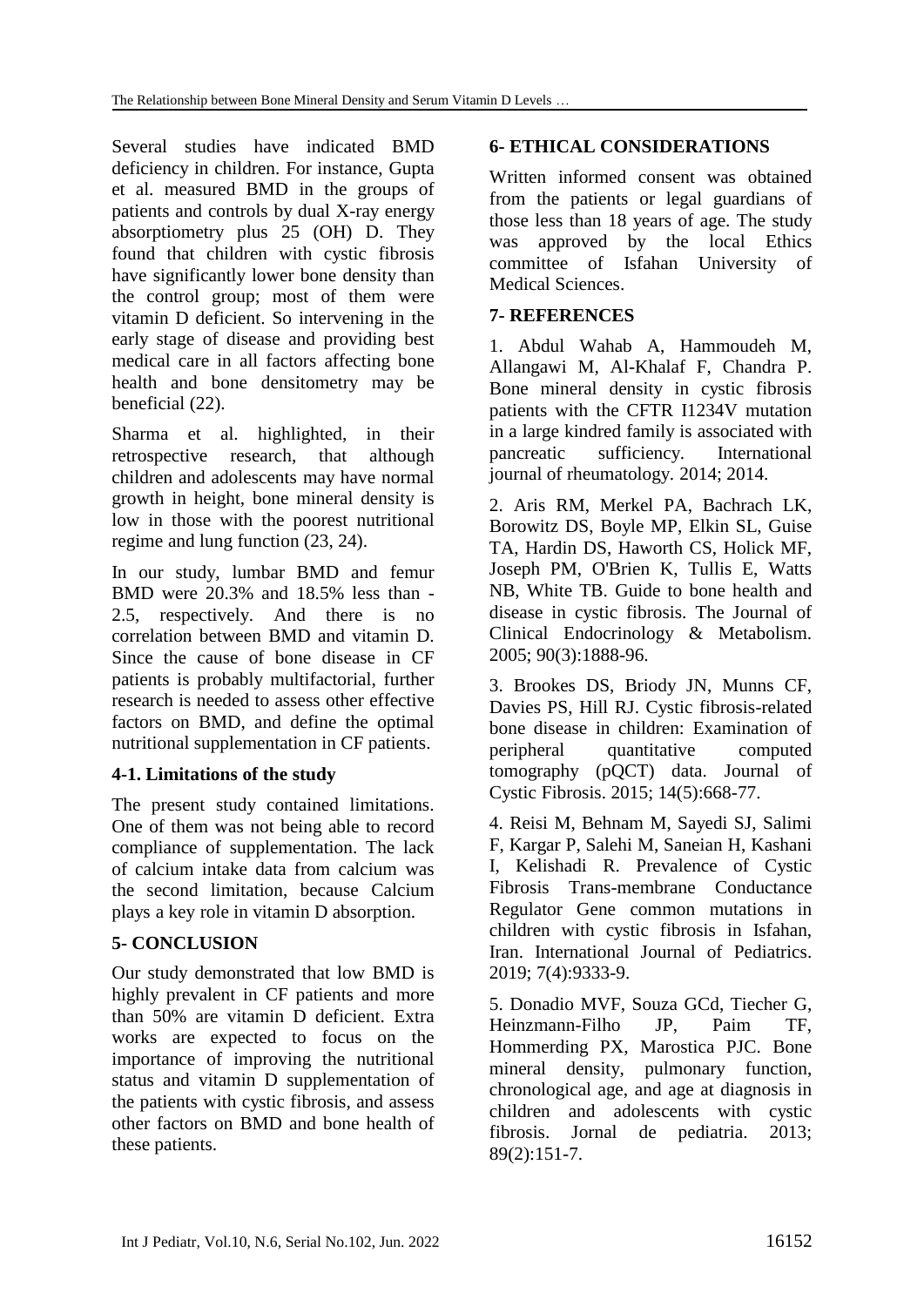Several studies have indicated BMD deficiency in children. For instance, Gupta et al. measured BMD in the groups of patients and controls by dual X-ray energy absorptiometry plus 25 (OH) D. They found that children with cystic fibrosis have significantly lower bone density than the control group; most of them were vitamin D deficient. So intervening in the early stage of disease and providing best medical care in all factors affecting bone health and bone densitometry may be beneficial (22).

Sharma et al. highlighted, in their retrospective research, that although children and adolescents may have normal growth in height, bone mineral density is low in those with the poorest nutritional regime and lung function (23, 24).

In our study, lumbar BMD and femur BMD were 20.3% and 18.5% less than -2.5, respectively. And there is no correlation between BMD and vitamin D. Since the cause of bone disease in CF patients is probably multifactorial, further research is needed to assess other effective factors on BMD, and define the optimal nutritional supplementation in CF patients.

### 4-1. Limitations of the study

The present study contained limitations. One of them was not being able to record compliance of supplementation. The lack of calcium intake data from calcium was the second limitation, because Calcium plays a key role in vitamin D absorption.

## 5- CONCLUSION

Our study demonstrated that low BMD is highly prevalent in CF patients and more than 50% are vitamin D deficient. Extra works are expected to focus on the importance of improving the nutritional status and vitamin D supplementation of the patients with cystic fibrosis, and assess other factors on BMD and bone health of these patients.

## 6- ETHICAL CONSIDERATIONS

Written informed consent was obtained from the patients or legal guardians of those less than 18 years of age. The study was approved by the local Ethics committee of Isfahan University of Medical Sciences.

## 7- REFERENCES

1. Abdul Wahab A, Hammoudeh M, Allangawi M, Al-Khalaf F, Chandra P. Bone mineral density in cystic fibrosis patients with the CFTR I1234V mutation in a large kindred family is associated with pancreatic sufficiency. International journal of rheumatology. 2014; 2014.

2. Aris RM, Merkel PA, Bachrach LK, Borowitz DS, Boyle MP, Elkin SL, Guise TA, Hardin DS, Haworth CS, Holick MF, Joseph PM, O'Brien K, Tullis E, Watts NB, White TB. Guide to bone health and disease in cystic fibrosis. The Journal of Clinical Endocrinology & Metabolism. 2005; 90(3):1888-96.

3. Brookes DS, Briody JN, Munns CF, Davies PS, Hill RJ. Cystic fibrosis-related bone disease in children: Examination of peripheral quantitative computed tomography (pQCT) data. Journal of Cystic Fibrosis. 2015; 14(5):668-77.

4. Reisi M, Behnam M, Sayedi SJ, Salimi F, Kargar P, Salehi M, Saneian H, Kashani I, Kelishadi R. Prevalence of Cystic Fibrosis Trans-membrane Conductance Regulator Gene common mutations in children with cystic fibrosis in Isfahan, Iran. International Journal of Pediatrics. 2019; 7(4):9333-9.

5. Donadio MVF, Souza GCd, Tiecher G, Heinzmann-Filho JP, Paim TF, Hommerding PX, Marostica PJC. Bone mineral density, pulmonary function, chronological age, and age at diagnosis in children and adolescents with cystic fibrosis. Jornal de pediatria. 2013; 89(2):151-7.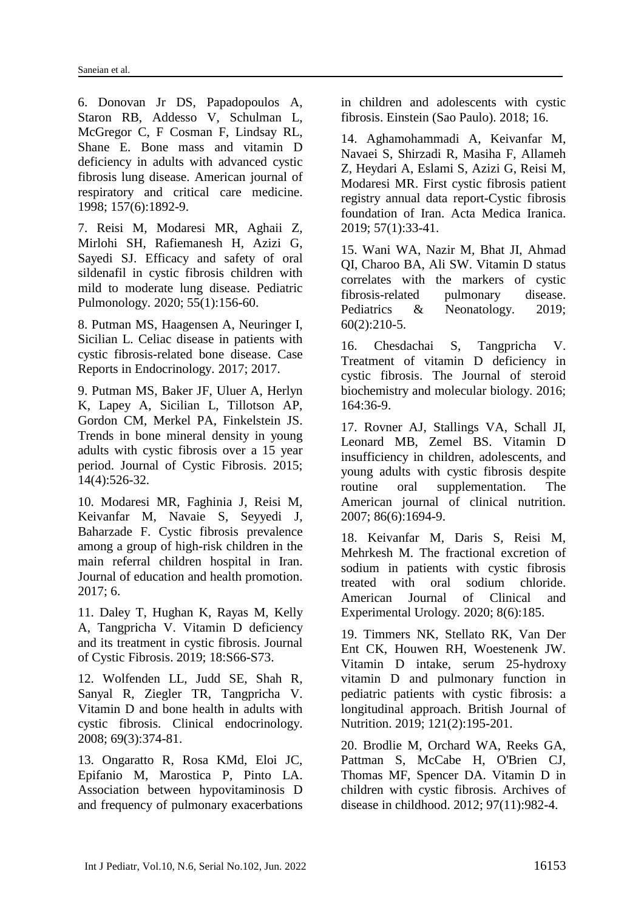6. Donovan Jr DS, Papadopoulos A, Staron RB, Addesso V, Schulman L, McGregor C, F Cosman F, Lindsay RL, Shane E. Bone mass and vitamin D deficiency in adults with advanced cystic fibrosis lung disease. American journal of respiratory and critical care medicine. 1998; 157(6):1892-9.

7. Reisi M, Modaresi MR, Aghaii Z, Mirlohi SH, Rafiemanesh H, Azizi G, Sayedi SJ. Efficacy and safety of oral sildenafil in cystic fibrosis children with mild to moderate lung disease. Pediatric Pulmonology. 2020; 55(1):156-60.

8. Putman MS, Haagensen A, Neuringer I, Sicilian L. Celiac disease in patients with cystic fibrosis-related bone disease. Case Reports in Endocrinology. 2017; 2017.

9. Putman MS, Baker JF, Uluer A, Herlyn K, Lapey A, Sicilian L, Tillotson AP, Gordon CM, Merkel PA, Finkelstein JS. Trends in bone mineral density in young adults with cystic fibrosis over a 15 year period. Journal of Cystic Fibrosis. 2015; 14(4):526-32.

10. Modaresi MR, Faghinia J, Reisi M, Keivanfar M, Navaie S, Seyyedi J, Baharzade F. Cystic fibrosis prevalence among a group of high-risk children in the main referral children hospital in Iran. Journal of education and health promotion. 2017; 6.

11. Daley T, Hughan K, Rayas M, Kelly A, Tangpricha V. Vitamin D deficiency and its treatment in cystic fibrosis. Journal of Cystic Fibrosis. 2019; 18:S66-S73.

12. Wolfenden LL, Judd SE, Shah R, Sanyal R, Ziegler TR, Tangpricha V. Vitamin D and bone health in adults with cystic fibrosis. Clinical endocrinology. 2008; 69(3):374-81.

13. Ongaratto R, Rosa KMd, Eloi JC, Epifanio M, Marostica P, Pinto LA. Association between hypovitaminosis D and frequency of pulmonary exacerbations in children and adolescents with cystic fibrosis. Einstein (Sao Paulo). 2018; 16.

14. Aghamohammadi A, Keivanfar M, Navaei S, Shirzadi R, Masiha F, Allameh Z, Heydari A, Eslami S, Azizi G, Reisi M, Modaresi MR. First cystic fibrosis patient registry annual data report-Cystic fibrosis foundation of Iran. Acta Medica Iranica. 2019; 57(1):33-41.

15. Wani WA, Nazir M, Bhat JI, Ahmad QI, Charoo BA, Ali SW. Vitamin D status correlates with the markers of cystic fibrosis-related pulmonary disease. Pediatrics & Neonatology. 2019; 60(2):210-5.

16. Chesdachai S, Tangpricha V. Treatment of vitamin D deficiency in cystic fibrosis. The Journal of steroid biochemistry and molecular biology. 2016; 164:36-9.

17. Rovner AJ, Stallings VA, Schall JI, Leonard MB, Zemel BS. Vitamin D insufficiency in children, adolescents, and young adults with cystic fibrosis despite routine oral supplementation. The American journal of clinical nutrition. 2007; 86(6):1694-9.

18. Keivanfar M, Daris S, Reisi M, Mehrkesh M. The fractional excretion of sodium in patients with cystic fibrosis treated with oral sodium chloride. American Journal of Clinical and Experimental Urology. 2020; 8(6):185.

19. Timmers NK, Stellato RK, Van Der Ent CK, Houwen RH, Woestenenk JW. Vitamin D intake, serum 25-hydroxy vitamin D and pulmonary function in pediatric patients with cystic fibrosis: a longitudinal approach. British Journal of Nutrition. 2019; 121(2):195-201.

20. Brodlie M, Orchard WA, Reeks GA, Pattman S, McCabe H, O'Brien CJ, Thomas MF, Spencer DA. Vitamin D in children with cystic fibrosis. Archives of disease in childhood. 2012; 97(11):982-4.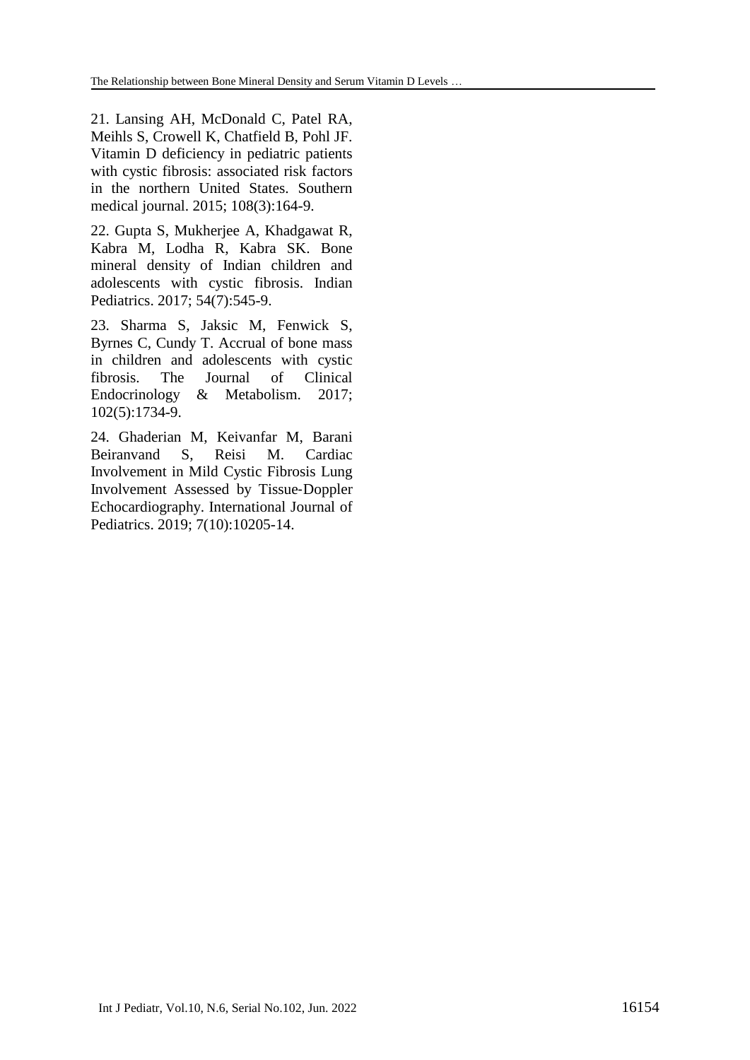21. Lansing AH, McDonald C, Patel RA, Meihls S, Crowell K, Chatfield B, Pohl JF. Vitamin D deficiency in pediatric patients with cystic fibrosis: associated risk factors in the northern United States. Southern medical journal. 2015; 108(3):164-9.

22. Gupta S, Mukherjee A, Khadgawat R, Kabra M, Lodha R, Kabra SK. Bone mineral density of Indian children and adolescents with cystic fibrosis. Indian Pediatrics. 2017; 54(7):545-9.

23. Sharma S, Jaksic M, Fenwick S, Byrnes C, Cundy T. Accrual of bone mass in children and adolescents with cystic fibrosis. The Journal of Clinical Endocrinology & Metabolism. 2017; 102(5):1734-9.

24. Ghaderian M, Keivanfar M, Barani Beiranvand S, Reisi M. Cardiac Involvement in Mild Cystic Fibrosis Lung Involvement Assessed by Tissue-Doppler Echocardiography. International Journal of Pediatrics. 2019; 7(10):10205-14.